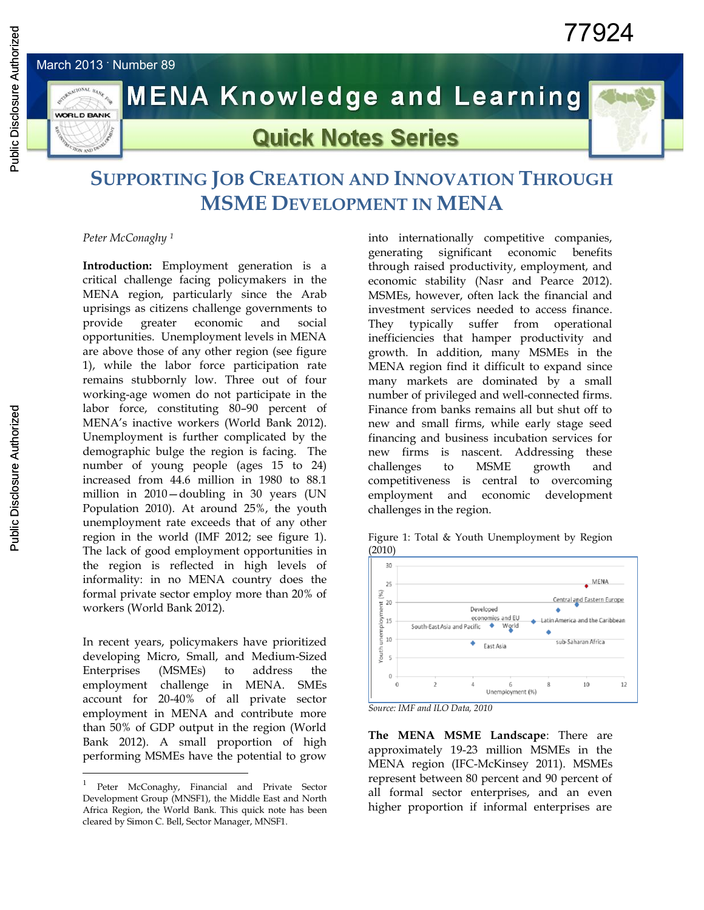March 2013 · Number 89

# MENA Knowledge and Learning

## Quick Notes Series

# SUPPORTING JOB CREATION AND INNOVATION THROUGH MSME DEVELOPMENT IN MENA

*Peter McConaghy* [1]

**Introduction:** Employment generation is a critical challenge facing policymakers in the MENA region, particularly since the Arab uprisings as citizens challenge governments to provide greater economic and social opportunities. Unemployment levels in MENA are above those of any other region (see figure 1), while the labor force participation rate remains stubbornly low. Three out of four working-age women do not participate in the labor force, constituting 80–90 percent of MENA's inactive workers (World Bank 2012). Unemployment is further complicated by the demographic bulge the region is facing. The number of young people (ages 15 to 24) increased from 44.6 million in 1980 to 88.1 million in 2010—doubling in 30 years (UN Population 2010). At around 25%, the youth unemployment rate exceeds that of any other region in the world (IMF 2012; see figure 1). The lack of good employment opportunities in the region is reflected in high levels of informality: in no MENA country does the formal private sector employ more than 20% of workers (World Bank 2012).

In recent years, policymakers have prioritized developing Micro, Small, and Medium-Sized Enterprises (MSMEs) to address the employment challenge in MENA. SMEs account for 20-40% of all private sector employment in MENA and contribute more than 50% of GDP output in the region (World Bank 2012). A small proportion of high performing MSMEs have the potential to grow into internationally competitive companies, generating significant economic benefits through raised productivity, employment, and economic stability (Nasr and Pearce 2012). MSMEs, however, often lack the financial and investment services needed to access finance. They typically suffer from operational inefficiencies that hamper productivity and growth. In addition, many MSMEs in the MENA region find it difficult to expand since many markets are dominated by a small number of privileged and well-connected firms. Finance from banks remains all but shut off to new and small firms, while early stage seed financing and business incubation services for new firms is nascent. Addressing these challenges to MSME growth and competitiveness is central to overcoming employment and economic development challenges in the region.

Figure 1: Total & Youth Unemployment by Region (2010)

*Source: IMF and ILO Data, 2010*

**The MENA MSME Landscape**: There are approximately 19-23 million MSMEs in the MENA region (IFC-McKinsey 2011). MSMEs represent between 80 percent and 90 percent of all formal sector enterprises, and an even higher proportion if informal enterprises are

---

[1] Peter McConaghy, Financial and Private Sector Development Group (MNSF1), the Middle East and North Africa Region, the World Bank. This quick note has been cleared by Simon C. Bell, Sector Manager, MNSF1.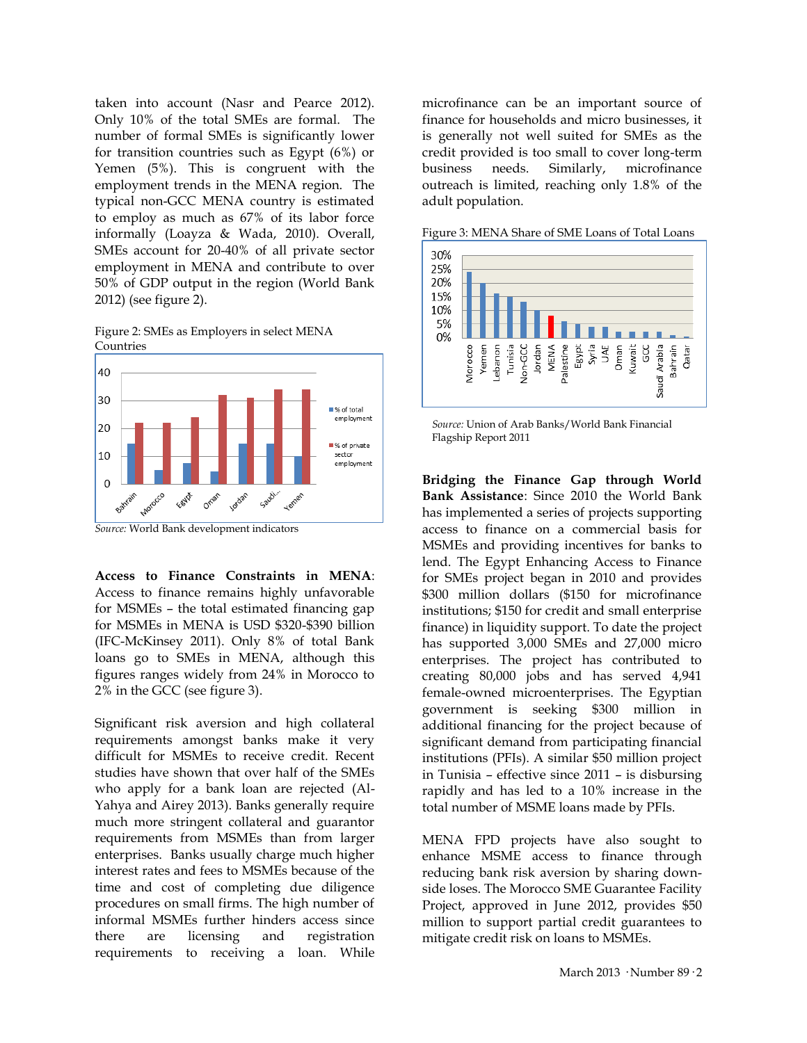taken into account (Nasr and Pearce 2012). Only 10% of the total SMEs are formal. The number of formal SMEs is significantly lower for transition countries such as Egypt (6%) or Yemen (5%). This is congruent with the employment trends in the MENA region. The typical non-GCC MENA country is estimated to employ as much as 67% of its labor force informally (Loayza & Wada, 2010). Overall, SMEs account for 20-40% of all private sector employment in MENA and contribute to over 50% of GDP output in the region (World Bank 2012) (see figure 2).

Figure 2: SMEs as Employers in select MENA Countries

*Source:* World Bank development indicators

**Access to Finance Constraints in MENA**: Access to finance remains highly unfavorable for MSMEs – the total estimated financing gap for MSMEs in MENA is USD $320-$390 billion (IFC-McKinsey 2011). Only 8% of total Bank loans go to SMEs in MENA, although this figures ranges widely from 24% in Morocco to 2% in the GCC (see figure 3).

Significant risk aversion and high collateral requirements amongst banks make it very difficult for MSMEs to receive credit. Recent studies have shown that over half of the SMEs who apply for a bank loan are rejected (Al-Yahya and Airey 2013). Banks generally require much more stringent collateral and guarantor requirements from MSMEs than from larger enterprises. Banks usually charge much higher interest rates and fees to MSMEs because of the time and cost of completing due diligence procedures on small firms. The high number of informal MSMEs further hinders access since there are licensing and registration requirements to receiving a loan. While microfinance can be an important source of finance for households and micro businesses, it is generally not well suited for SMEs as the credit provided is too small to cover long-term business needs. Similarly, microfinance outreach is limited, reaching only 1.8% of the adult population.

Figure 3: MENA Share of SME Loans of Total Loans

*Source:* Union of Arab Banks/World Bank Financial Flagship Report 2011

**Bridging the Finance Gap through World Bank Assistance**: Since 2010 the World Bank has implemented a series of projects supporting access to finance on a commercial basis for MSMEs and providing incentives for banks to lend. The Egypt Enhancing Access to Finance for SMEs project began in 2010 and provides $300 million dollars ($150 for microfinance institutions; $150 for credit and small enterprise finance) in liquidity support. To date the project has supported 3,000 SMEs and 27,000 micro enterprises. The project has contributed to creating 80,000 jobs and has served 4,941 female-owned microenterprises. The Egyptian government is seeking $300 million in additional financing for the project because of significant demand from participating financial institutions (PFIs). A similar $50 million project in Tunisia – effective since 2011 – is disbursing rapidly and has led to a 10% increase in the total number of MSME loans made by PFIs.

MENA FPD projects have also sought to enhance MSME access to finance through reducing bank risk aversion by sharing down-side loses. The Morocco SME Guarantee Facility Project, approved in June 2012, provides $50 million to support partial credit guarantees to mitigate credit risk on loans to MSMEs.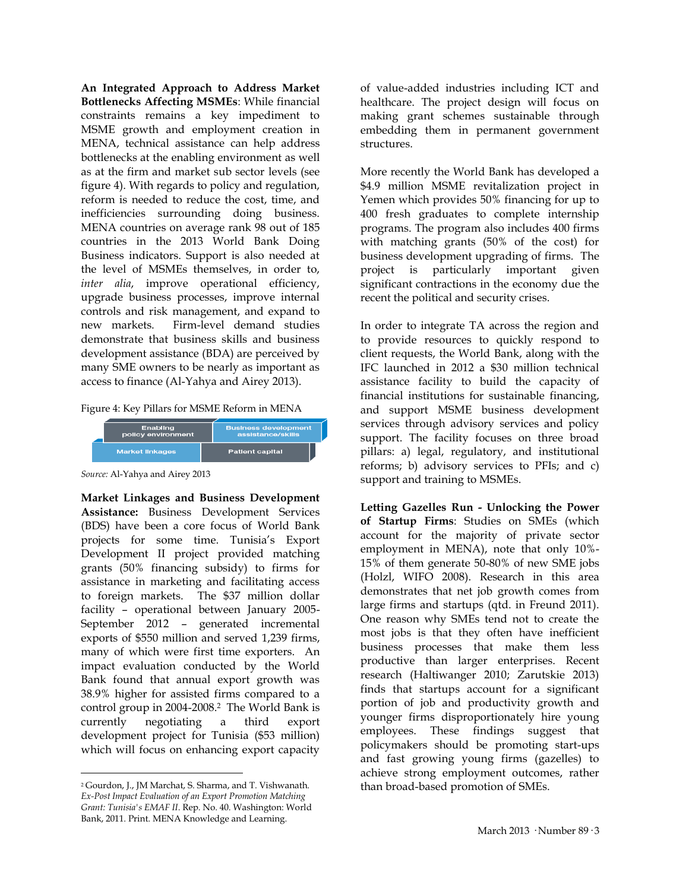**An Integrated Approach to Address Market Bottlenecks Affecting MSMEs**: While financial constraints remains a key impediment to MSME growth and employment creation in MENA, technical assistance can help address bottlenecks at the enabling environment as well as at the firm and market sub sector levels (see figure 4). With regards to policy and regulation, reform is needed to reduce the cost, time, and inefficiencies surrounding doing business. MENA countries on average rank 98 out of 185 countries in the 2013 World Bank Doing Business indicators. Support is also needed at the level of MSMEs themselves, in order to, *inter alia*, improve operational efficiency, upgrade business processes, improve internal controls and risk management, and expand to new markets. Firm-level demand studies demonstrate that business skills and business development assistance (BDA) are perceived by many SME owners to be nearly as important as access to finance (Al-Yahya and Airey 2013).

Figure 4: Key Pillars for MSME Reform in MENA

| Enabling policy environment | Business development assistance/skills |
| --- | --- |
| Market linkages | Patient capital |

*Source:* Al-Yahya and Airey 2013

**Market Linkages and Business Development Assistance:** Business Development Services (BDS) have been a core focus of World Bank projects for some time. Tunisia's Export Development II project provided matching grants (50% financing subsidy) to firms for assistance in marketing and facilitating access to foreign markets. The $37 million dollar facility – operational between January 2005-September 2012 – generated incremental exports of $550 million and served 1,239 firms, many of which were first time exporters. An impact evaluation conducted by the World Bank found that annual export growth was 38.9% higher for assisted firms compared to a control group in 2004-2008.[2] The World Bank is currently negotiating a third export development project for Tunisia ($53 million) which will focus on enhancing export capacity of value-added industries including ICT and healthcare. The project design will focus on making grant schemes sustainable through embedding them in permanent government structures.

More recently the World Bank has developed a $4.9 million MSME revitalization project in Yemen which provides 50% financing for up to 400 fresh graduates to complete internship programs. The program also includes 400 firms with matching grants (50% of the cost) for business development upgrading of firms. The project is particularly important given significant contractions in the economy due the recent the political and security crises.

In order to integrate TA across the region and to provide resources to quickly respond to client requests, the World Bank, along with the IFC launched in 2012 a $30 million technical assistance facility to build the capacity of financial institutions for sustainable financing, and support MSME business development services through advisory services and policy support. The facility focuses on three broad pillars: a) legal, regulatory, and institutional reforms; b) advisory services to PFIs; and c) support and training to MSMEs.

**Letting Gazelles Run - Unlocking the Power of Startup Firms**: Studies on SMEs (which account for the majority of private sector employment in MENA), note that only 10%-15% of them generate 50-80% of new SME jobs (Holzl, WIFO 2008). Research in this area demonstrates that net job growth comes from large firms and startups (qtd. in Freund 2011). One reason why SMEs tend not to create the most jobs is that they often have inefficient business processes that make them less productive than larger enterprises. Recent research (Haltiwanger 2010; Zarutskie 2013) finds that startups account for a significant portion of job and productivity growth and younger firms disproportionately hire young employees. These findings suggest that policymakers should be promoting start-ups and fast growing young firms (gazelles) to achieve strong employment outcomes, rather than broad-based promotion of SMEs.

---

[2] Gourdon, J., JM Marchat, S. Sharma, and T. Vishwanath. *Ex-Post Impact Evaluation of an Export Promotion Matching Grant: Tunisia's EMAF II*. Rep. No. 40. Washington: World Bank, 2011. Print. MENA Knowledge and Learning.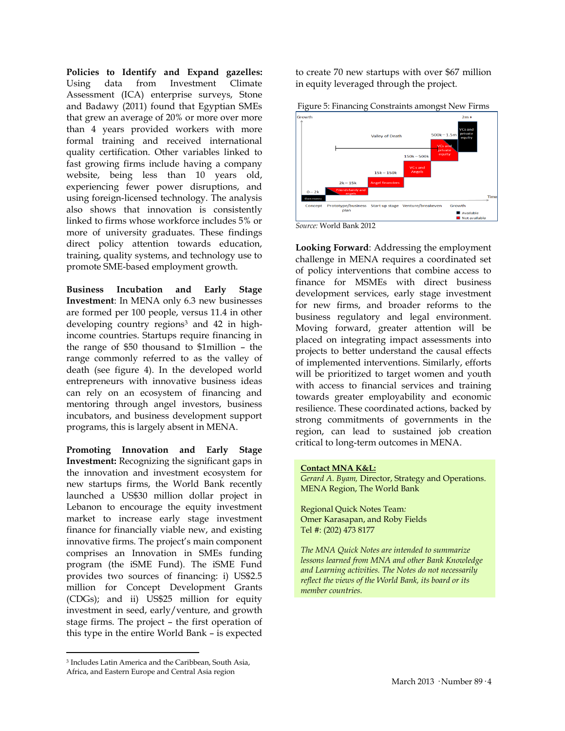**Policies to Identify and Expand gazelles:** Using data from Investment Climate Assessment (ICA) enterprise surveys, Stone and Badawy (2011) found that Egyptian SMEs that grew an average of 20% or more over more than 4 years provided workers with more formal training and received international quality certification. Other variables linked to fast growing firms include having a company website, being less than 10 years old, experiencing fewer power disruptions, and using foreign-licensed technology. The analysis also shows that innovation is consistently linked to firms whose workforce includes 5% or more of university graduates. These findings direct policy attention towards education, training, quality systems, and technology use to promote SME-based employment growth.

**Business Incubation and Early Stage Investment**: In MENA only 6.3 new businesses are formed per 100 people, versus 11.4 in other developing country regions[3] and 42 in high-income countries. Startups require financing in the range of $50 thousand to $1million – the range commonly referred to as the valley of death (see figure 4). In the developed world entrepreneurs with innovative business ideas can rely on an ecosystem of financing and mentoring through angel investors, business incubators, and business development support programs, this is largely absent in MENA.

**Promoting Innovation and Early Stage Investment:** Recognizing the significant gaps in the innovation and investment ecosystem for new startups firms, the World Bank recently launched a US$30 million dollar project in Lebanon to encourage the equity investment market to increase early stage investment finance for financially viable new, and existing innovative firms. The project's main component comprises an Innovation in SMEs funding program (the iSME Fund). The iSME Fund provides two sources of financing: i) US$2.5 million for Concept Development Grants (CDGs); and ii) US$25 million for equity investment in seed, early/venture, and growth stage firms. The project – the first operation of this type in the entire World Bank – is expected to create 70 new startups with over $67 million in equity leveraged through the project.

Figure 5: Financing Constraints amongst New Firms

Growth
Valley of Death
0 – 2k
Own money
2k – 15k
Friends family and angels
15k – 150k
Angel financiers
150k – 500k
VCs and Angels
500k – 1.5m
VCs and private equity
2m +
VCs and private equity
Time
Concept
Prototype/business plan
Start up stage
Venture/breakeven
Growth
Available
Not available

*Source:* World Bank 2012

**Looking Forward**: Addressing the employment challenge in MENA requires a coordinated set of policy interventions that combine access to finance for MSMEs with direct business development services, early stage investment for new firms, and broader reforms to the business regulatory and legal environment. Moving forward, greater attention will be placed on integrating impact assessments into projects to better understand the causal effects of implemented interventions. Similarly, efforts will be prioritized to target women and youth with access to financial services and training towards greater employability and economic resilience. These coordinated actions, backed by strong commitments of governments in the region, can lead to sustained job creation critical to long-term outcomes in MENA.

**Contact MNA K&L:**
*Gerard A. Byam,* Director, Strategy and Operations. MENA Region, The World Bank

Regional Quick Notes Team*:*
Omer Karasapan, and Roby Fields
Tel #: (202) 473 8177

*The MNA Quick Notes are intended to summarize lessons learned from MNA and other Bank Knowledge and Learning activities. The Notes do not necessarily reflect the views of the World Bank, its board or its member countries.*

---

[3] Includes Latin America and the Caribbean, South Asia, Africa, and Eastern Europe and Central Asia region